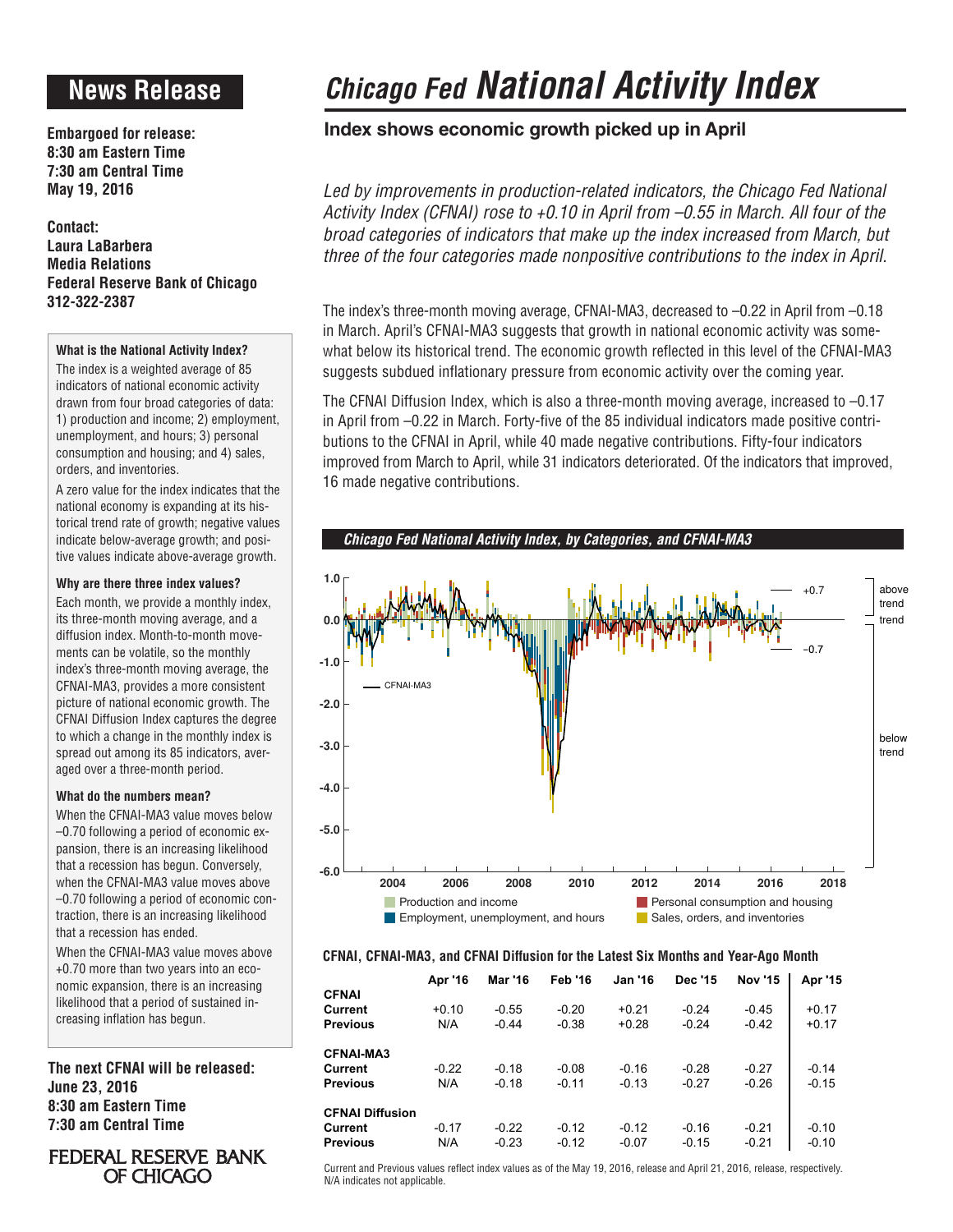# News Release

**Embargoed for release:**
**8:30 am Eastern Time**
**7:30 am Central Time**
**May 19, 2016**

**Contact:**
**Laura LaBarbera**
**Media Relations**
**Federal Reserve Bank of Chicago**
**312-322-2387**

### What is the National Activity Index?

The index is a weighted average of 85 indicators of national economic activity drawn from four broad categories of data: 1) production and income; 2) employment, unemployment, and hours; 3) personal consumption and housing; and 4) sales, orders, and inventories.

A zero value for the index indicates that the national economy is expanding at its historical trend rate of growth; negative values indicate below-average growth; and positive values indicate above-average growth.

### Why are there three index values?

Each month, we provide a monthly index, its three-month moving average, and a diffusion index. Month-to-month movements can be volatile, so the monthly index's three-month moving average, the CFNAI-MA3, provides a more consistent picture of national economic growth. The CFNAI Diffusion Index captures the degree to which a change in the monthly index is spread out among its 85 indicators, averaged over a three-month period.

### What do the numbers mean?

When the CFNAI-MA3 value moves below –0.70 following a period of economic expansion, there is an increasing likelihood that a recession has begun. Conversely, when the CFNAI-MA3 value moves above –0.70 following a period of economic contraction, there is an increasing likelihood that a recession has ended.

When the CFNAI-MA3 value moves above +0.70 more than two years into an economic expansion, there is an increasing likelihood that a period of sustained increasing inflation has begun.

**The next CFNAI will be released:**
**June 23, 2016**
**8:30 am Eastern Time**
**7:30 am Central Time**

FEDERAL RESERVE BANK OF CHICAGO

# *Chicago Fed* National Activity Index

## Index shows economic growth picked up in April

*Led by improvements in production-related indicators, the Chicago Fed National Activity Index (CFNAI) rose to +0.10 in April from –0.55 in March. All four of the broad categories of indicators that make up the index increased from March, but three of the four categories made nonpositive contributions to the index in April.*

The index's three-month moving average, CFNAI-MA3, decreased to –0.22 in April from –0.18 in March. April's CFNAI-MA3 suggests that growth in national economic activity was somewhat below its historical trend. The economic growth reflected in this level of the CFNAI-MA3 suggests subdued inflationary pressure from economic activity over the coming year.

The CFNAI Diffusion Index, which is also a three-month moving average, increased to –0.17 in April from –0.22 in March. Forty-five of the 85 individual indicators made positive contributions to the CFNAI in April, while 40 made negative contributions. Fifty-four indicators improved from March to April, while 31 indicators deteriorated. Of the indicators that improved, 16 made negative contributions.

***Chicago Fed National Activity Index, by Categories, and CFNAI-MA3***

Legend: Production and income; Employment, unemployment, and hours; Personal consumption and housing; Sales, orders, and inventories; CFNAI-MA3

**CFNAI, CFNAI-MA3, and CFNAI Diffusion for the Latest Six Months and Year-Ago Month**

| | Apr '16 | Mar '16 | Feb '16 | Jan '16 | Dec '15 | Nov '15 | Apr '15 |
|---|---|---|---|---|---|---|---|
| **CFNAI** | | | | | | | |
| **Current** | +0.10 | -0.55 | -0.20 | +0.21 | -0.24 | -0.45 | +0.17 |
| **Previous** | N/A | -0.44 | -0.38 | +0.28 | -0.24 | -0.42 | +0.17 |
| **CFNAI-MA3** | | | | | | | |
| **Current** | -0.22 | -0.18 | -0.08 | -0.16 | -0.28 | -0.27 | -0.14 |
| **Previous** | N/A | -0.18 | -0.11 | -0.13 | -0.27 | -0.26 | -0.15 |
| **CFNAI Diffusion** | | | | | | | |
| **Current** | -0.17 | -0.22 | -0.12 | -0.12 | -0.16 | -0.21 | -0.10 |
| **Previous** | N/A | -0.23 | -0.12 | -0.07 | -0.15 | -0.21 | -0.10 |

Current and Previous values reflect index values as of the May 19, 2016, release and April 21, 2016, release, respectively. N/A indicates not applicable.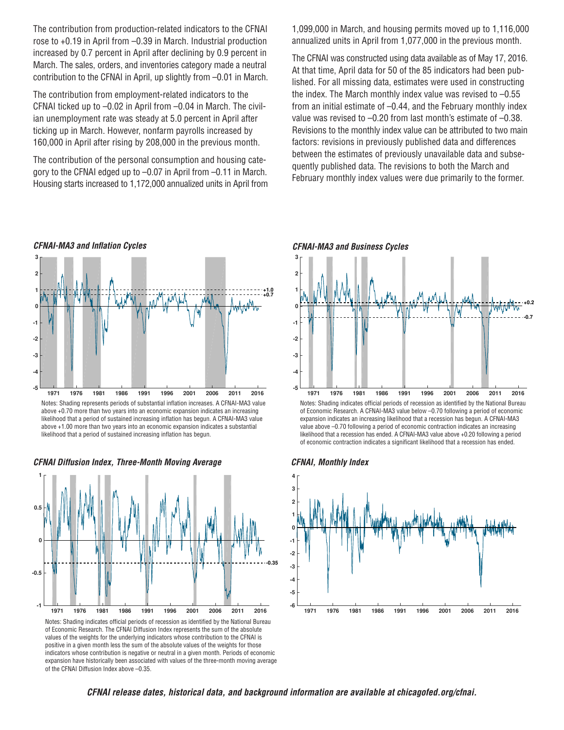The contribution from production-related indicators to the CFNAI rose to +0.19 in April from –0.39 in March. Industrial production increased by 0.7 percent in April after declining by 0.9 percent in March. The sales, orders, and inventories category made a neutral contribution to the CFNAI in April, up slightly from –0.01 in March.

The contribution from employment-related indicators to the CFNAI ticked up to –0.02 in April from –0.04 in March. The civilian unemployment rate was steady at 5.0 percent in April after ticking up in March. However, nonfarm payrolls increased by 160,000 in April after rising by 208,000 in the previous month.

The contribution of the personal consumption and housing category to the CFNAI edged up to –0.07 in April from –0.11 in March. Housing starts increased to 1,172,000 annualized units in April from 1,099,000 in March, and housing permits moved up to 1,116,000 annualized units in April from 1,077,000 in the previous month.

The CFNAI was constructed using data available as of May 17, 2016. At that time, April data for 50 of the 85 indicators had been published. For all missing data, estimates were used in constructing the index. The March monthly index value was revised to –0.55 from an initial estimate of –0.44, and the February monthly index value was revised to –0.20 from last month's estimate of –0.38. Revisions to the monthly index value can be attributed to two main factors: revisions in previously published data and differences between the estimates of previously unavailable data and subsequently published data. The revisions to both the March and February monthly index values were due primarily to the former.

***CFNAI-MA3 and Inflation Cycles***

3
2
1
0
-1
-2
-3
-4
-5
+1.0
+0.7
1971 1976 1981 1986 1991 1996 2001 2006 2011 2016

Notes: Shading represents periods of substantial inflation increases. A CFNAI-MA3 value above +0.70 more than two years into an economic expansion indicates an increasing likelihood that a period of sustained increasing inflation has begun. A CFNAI-MA3 value above +1.00 more than two years into an economic expansion indicates a substantial likelihood that a period of sustained increasing inflation has begun.

***CFNAI-MA3 and Business Cycles***

3
2
1
0
-1
-2
-3
-4
-5
+0.2
-0.7
1971 1976 1981 1986 1991 1996 2001 2006 2011 2016

Notes: Shading indicates official periods of recession as identified by the National Bureau of Economic Research. A CFNAI-MA3 value below –0.70 following a period of economic expansion indicates an increasing likelihood that a recession has begun. A CFNAI-MA3 value above –0.70 following a period of economic contraction indicates an increasing likelihood that a recession has ended. A CFNAI-MA3 value above +0.20 following a period of economic contraction indicates a significant likelihood that a recession has ended.

***CFNAI Diffusion Index, Three-Month Moving Average***

1
0.5
0
-0.5
-1
-0.35
1971 1976 1981 1986 1991 1996 2001 2006 2011 2016

Notes: Shading indicates official periods of recession as identified by the National Bureau of Economic Research. The CFNAI Diffusion Index represents the sum of the absolute values of the weights for the underlying indicators whose contribution to the CFNAI is positive in a given month less the sum of the absolute values of the weights for those indicators whose contribution is negative or neutral in a given month. Periods of economic expansion have historically been associated with values of the three-month moving average of the CFNAI Diffusion Index above –0.35.

***CFNAI, Monthly Index***

4
3
2
1
0
-1
-2
-3
-4
-5
-6
1971 1976 1981 1986 1991 1996 2001 2006 2011 2016

***CFNAI release dates, historical data, and background information are available at chicagofed.org/cfnai.***